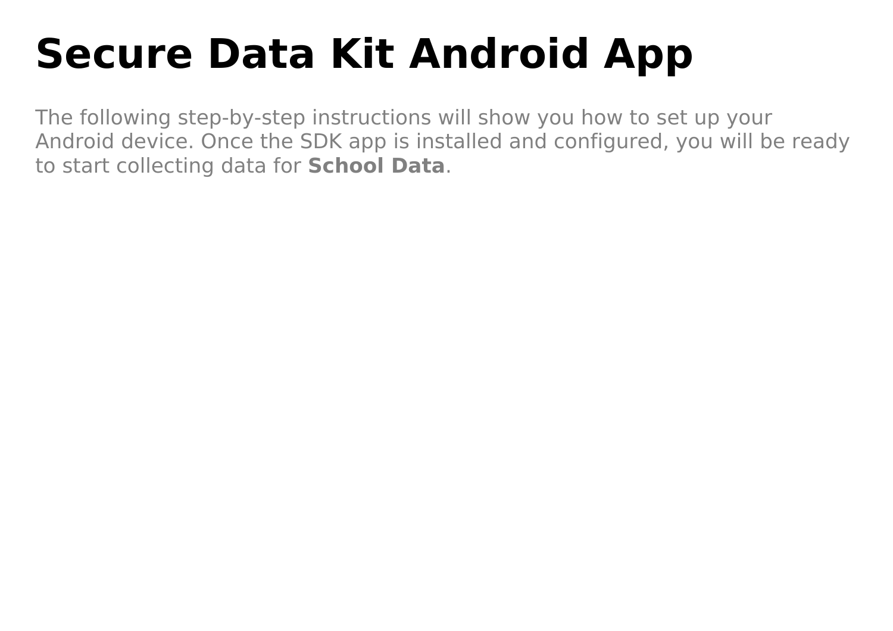# Secure Data Kit Android App

The following step-by-step instructions will show you how to set up your Android device. Once the SDK app is installed and configured, you will be ready to start collecting data for **School Data**.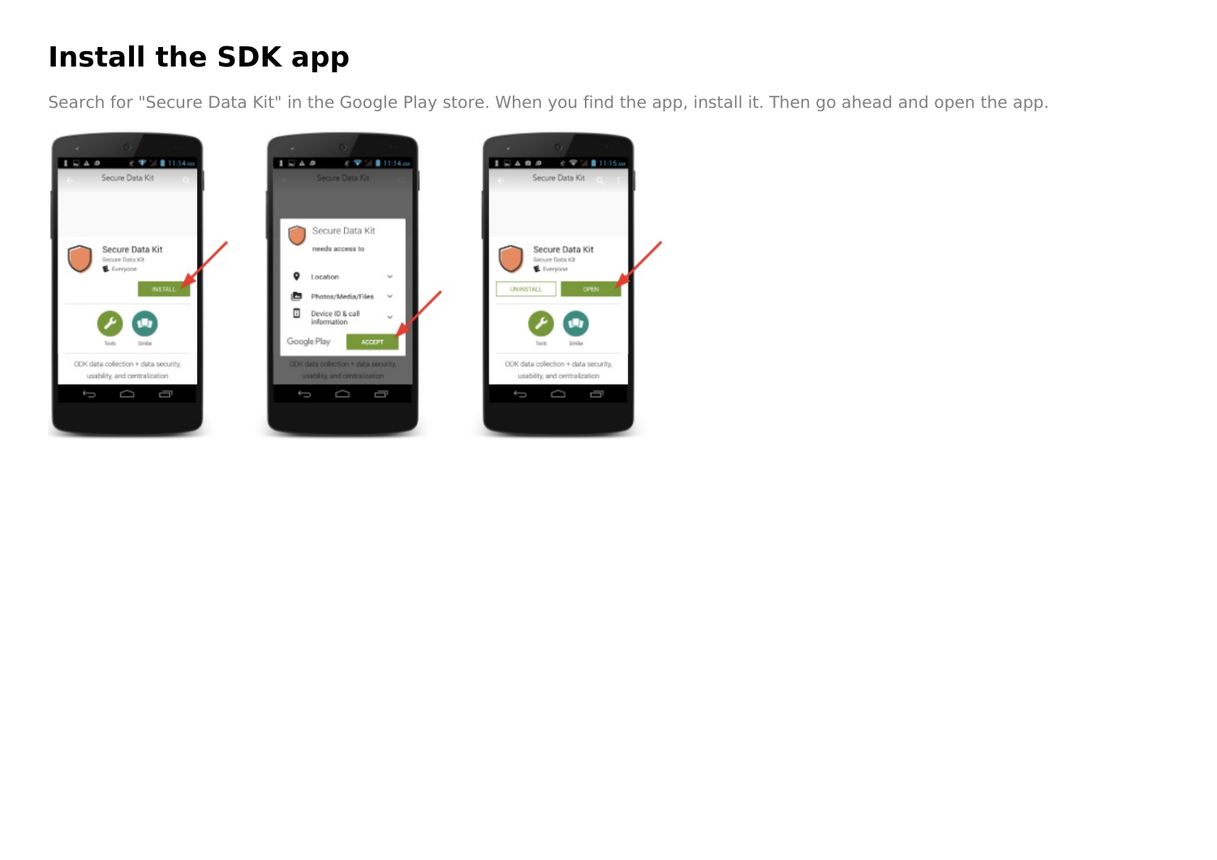# Install the SDK app

Search for "Secure Data Kit" in the Google Play store. When you find the app, install it. Then go ahead and open the app.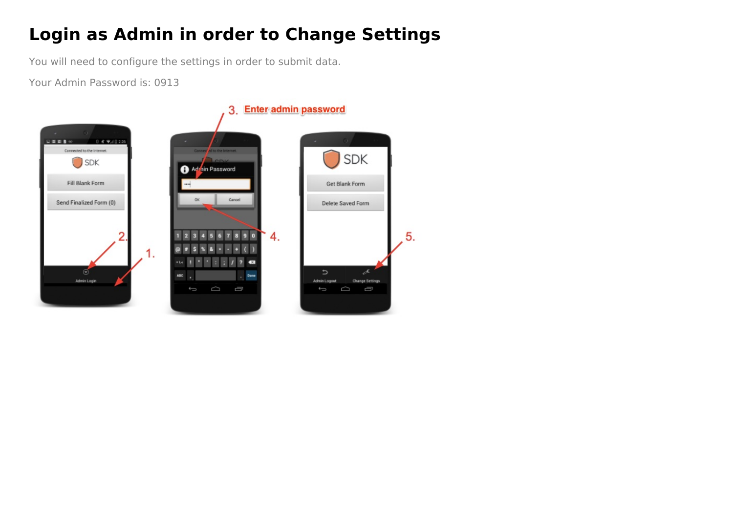# Login as Admin in order to Change Settings

You will need to configure the settings in order to submit data.

Your Admin Password is: 0913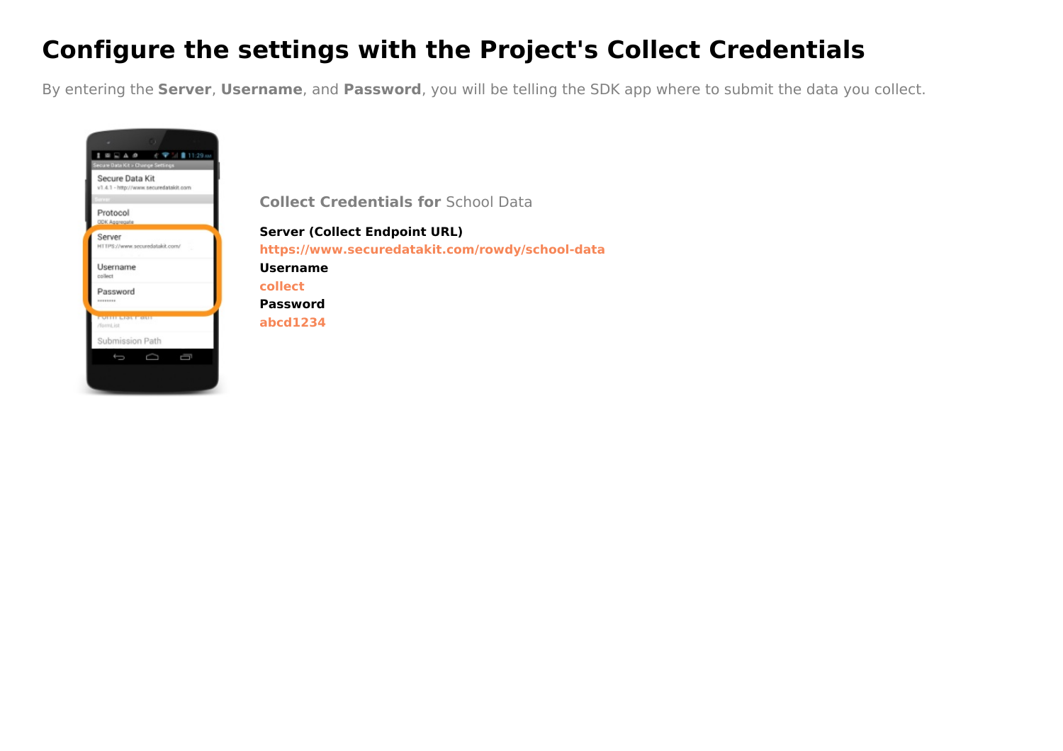# Configure the settings with the Project's Collect Credentials

By entering the **Server**, **Username**, and **Password**, you will be telling the SDK app where to submit the data you collect.

**Collect Credentials for** School Data

**Server (Collect Endpoint URL)**

**https://www.securedatakit.com/rowdy/school-data**

**Username**

**collect**

**Password**

**abcd1234**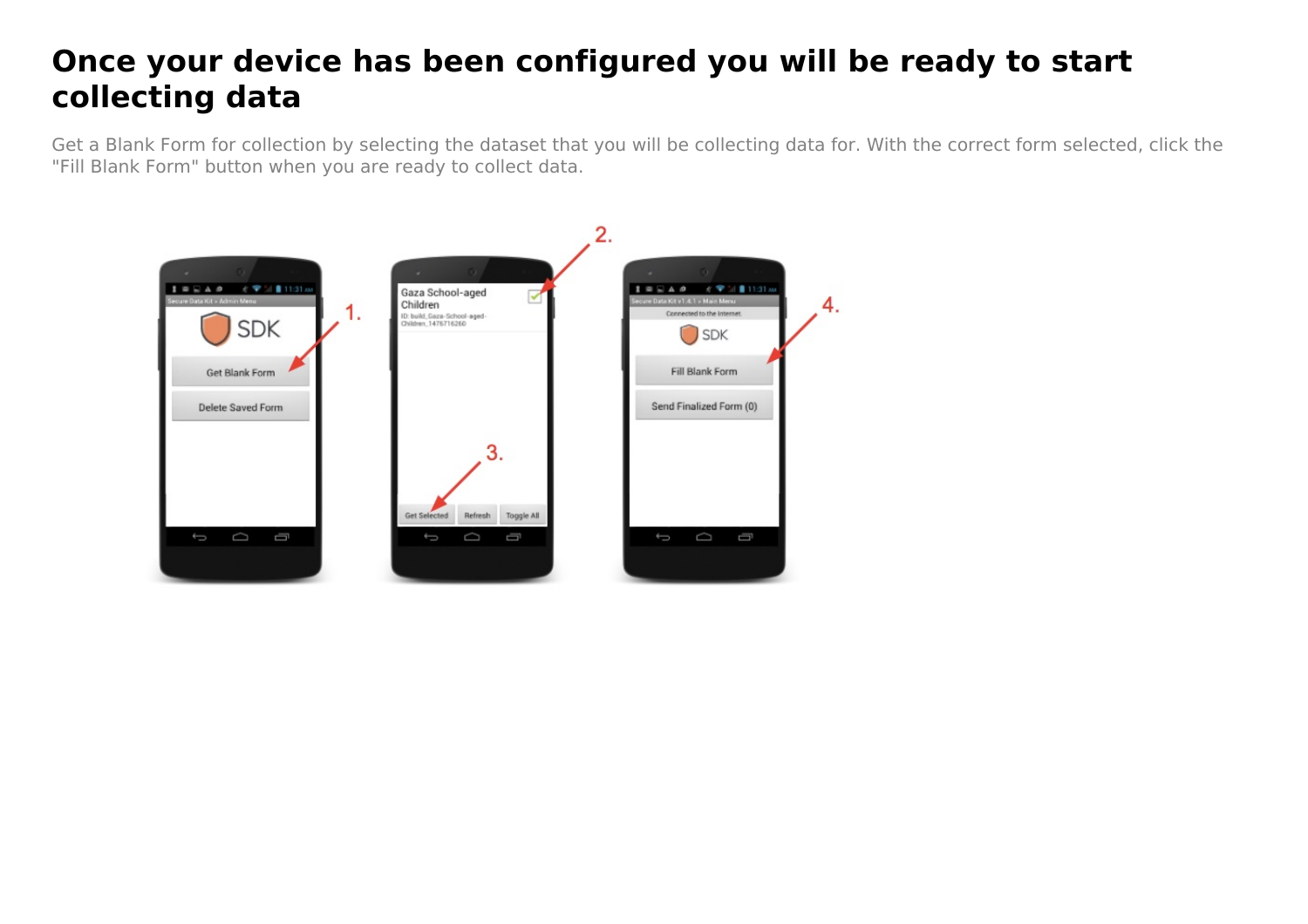# Once your device has been configured you will be ready to start collecting data

Get a Blank Form for collection by selecting the dataset that you will be collecting data for. With the correct form selected, click the "Fill Blank Form" button when you are ready to collect data.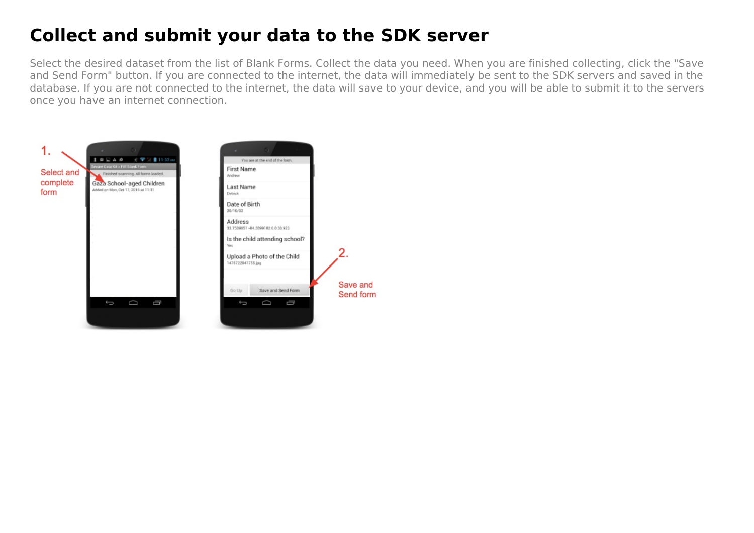# Collect and submit your data to the SDK server

Select the desired dataset from the list of Blank Forms. Collect the data you need. When you are finished collecting, click the "Save and Send Form" button. If you are connected to the internet, the data will immediately be sent to the SDK servers and saved in the database. If you are not connected to the internet, the data will save to your device, and you will be able to submit it to the servers once you have an internet connection.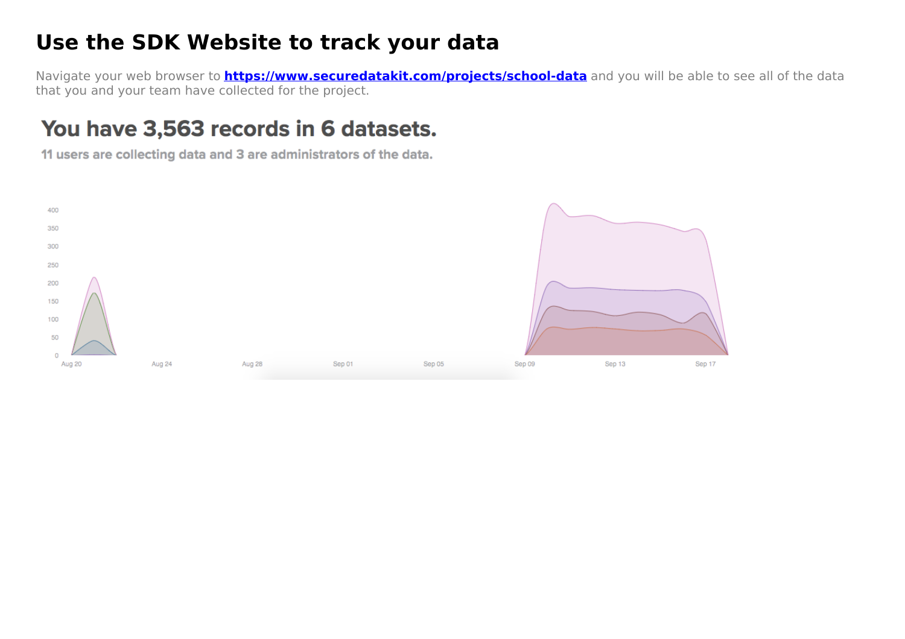# Use the SDK Website to track your data

Navigate your web browser to **[https://www.securedatakit.com/projects/school-data](https://www.securedatakit.com/projects/school-data)** and you will be able to see all of the data that you and your team have collected for the project.

You have 3,563 records in 6 datasets.

11 users are collecting data and 3 are administrators of the data.

400
350
300
250
200
150
100
50
0

Aug 20
Aug 24
Aug 28
Sep 01
Sep 05
Sep 09
Sep 13
Sep 17